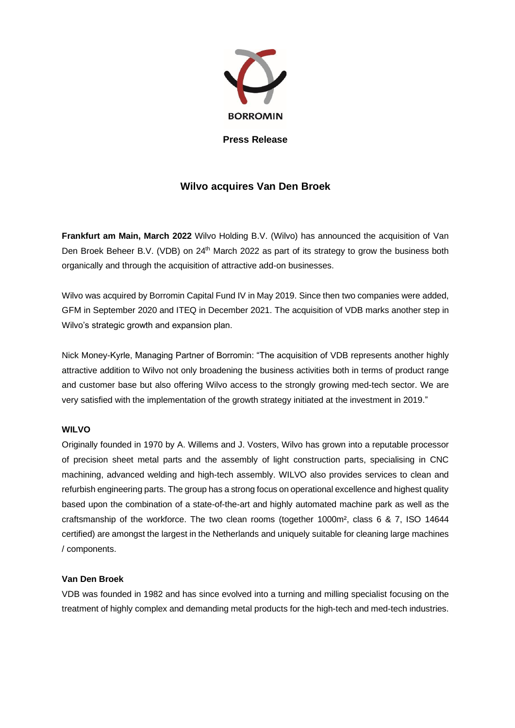BORROMIN

**Press Release**

# Wilvo acquires Van Den Broek

**Frankfurt am Main, March 2022** Wilvo Holding B.V. (Wilvo) has announced the acquisition of Van Den Broek Beheer B.V. (VDB) on 24th March 2022 as part of its strategy to grow the business both organically and through the acquisition of attractive add-on businesses.

Wilvo was acquired by Borromin Capital Fund IV in May 2019. Since then two companies were added, GFM in September 2020 and ITEQ in December 2021. The acquisition of VDB marks another step in Wilvo's strategic growth and expansion plan.

Nick Money-Kyrle, Managing Partner of Borromin: "The acquisition of VDB represents another highly attractive addition to Wilvo not only broadening the business activities both in terms of product range and customer base but also offering Wilvo access to the strongly growing med-tech sector. We are very satisfied with the implementation of the growth strategy initiated at the investment in 2019."

**WILVO**

Originally founded in 1970 by A. Willems and J. Vosters, Wilvo has grown into a reputable processor of precision sheet metal parts and the assembly of light construction parts, specialising in CNC machining, advanced welding and high-tech assembly. WILVO also provides services to clean and refurbish engineering parts. The group has a strong focus on operational excellence and highest quality based upon the combination of a state-of-the-art and highly automated machine park as well as the craftsmanship of the workforce. The two clean rooms (together 1000m², class 6 & 7, ISO 14644 certified) are amongst the largest in the Netherlands and uniquely suitable for cleaning large machines / components.

**Van Den Broek**

VDB was founded in 1982 and has since evolved into a turning and milling specialist focusing on the treatment of highly complex and demanding metal products for the high-tech and med-tech industries.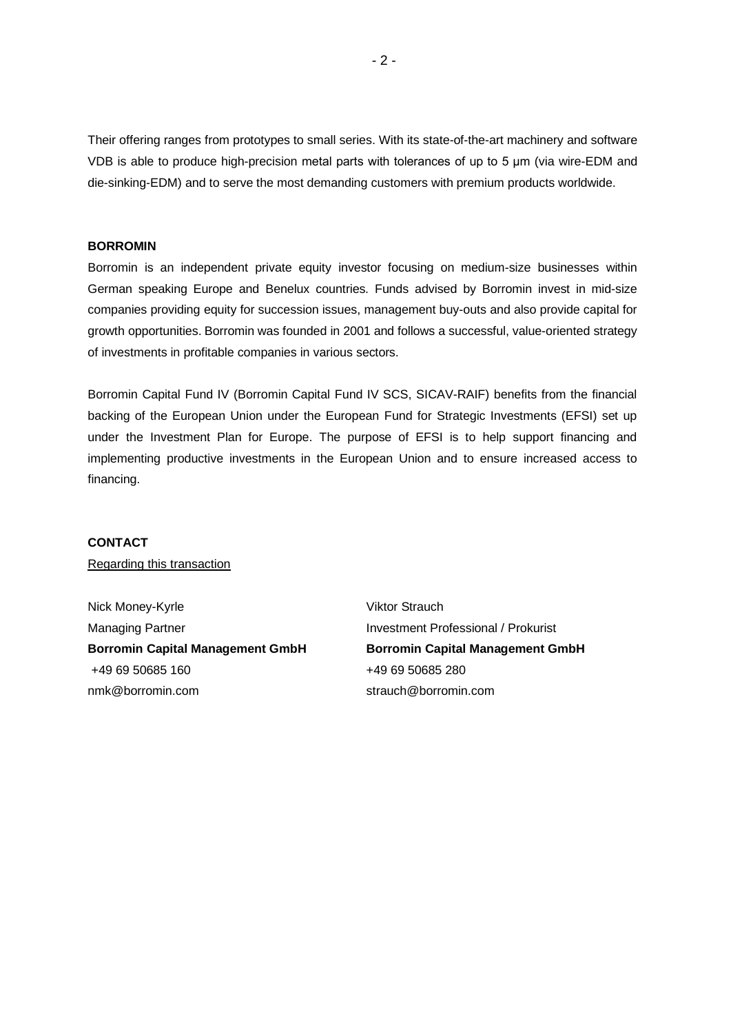Their offering ranges from prototypes to small series. With its state-of-the-art machinery and software VDB is able to produce high-precision metal parts with tolerances of up to 5 µm (via wire-EDM and die-sinking-EDM) and to serve the most demanding customers with premium products worldwide.

**BORROMIN**

Borromin is an independent private equity investor focusing on medium-size businesses within German speaking Europe and Benelux countries. Funds advised by Borromin invest in mid-size companies providing equity for succession issues, management buy-outs and also provide capital for growth opportunities. Borromin was founded in 2001 and follows a successful, value-oriented strategy of investments in profitable companies in various sectors.

Borromin Capital Fund IV (Borromin Capital Fund IV SCS, SICAV-RAIF) benefits from the financial backing of the European Union under the European Fund for Strategic Investments (EFSI) set up under the Investment Plan for Europe. The purpose of EFSI is to help support financing and implementing productive investments in the European Union and to ensure increased access to financing.

**CONTACT**

Regarding this transaction

Nick Money-Kyrle
Managing Partner
**Borromin Capital Management GmbH**
+49 69 50685 160
nmk@borromin.com

Viktor Strauch
Investment Professional / Prokurist
**Borromin Capital Management GmbH**
+49 69 50685 280
strauch@borromin.com